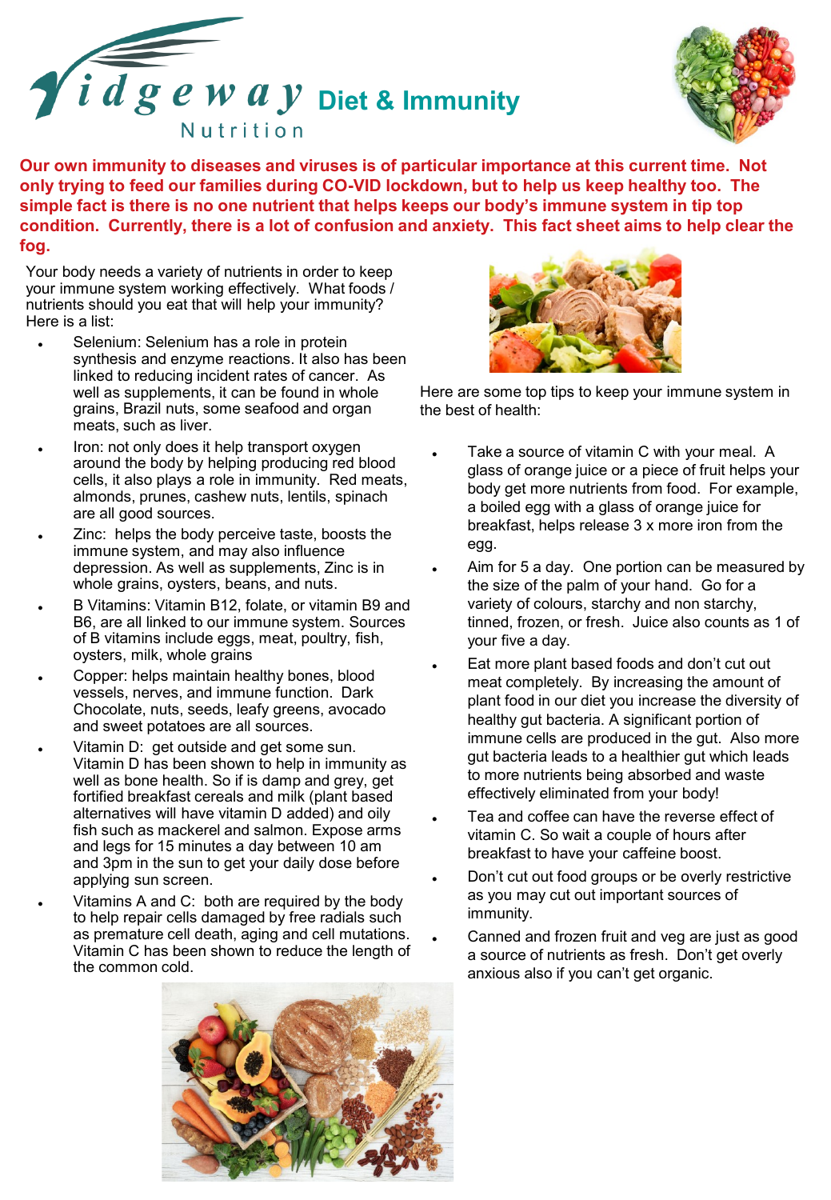# Ridgeway Nutrition — Diet & Immunity

**Our own immunity to diseases and viruses is of particular importance at this current time. Not only trying to feed our families during CO-VID lockdown, but to help us keep healthy too. The simple fact is there is no one nutrient that helps keeps our body's immune system in tip top condition. Currently, there is a lot of confusion and anxiety. This fact sheet aims to help clear the fog.**

Your body needs a variety of nutrients in order to keep your immune system working effectively. What foods / nutrients should you eat that will help your immunity? Here is a list:

- Selenium: Selenium has a role in protein synthesis and enzyme reactions. It also has been linked to reducing incident rates of cancer. As well as supplements, it can be found in whole grains, Brazil nuts, some seafood and organ meats, such as liver.
- Iron: not only does it help transport oxygen around the body by helping producing red blood cells, it also plays a role in immunity. Red meats, almonds, prunes, cashew nuts, lentils, spinach are all good sources.
- Zinc: helps the body perceive taste, boosts the immune system, and may also influence depression. As well as supplements, Zinc is in whole grains, oysters, beans, and nuts.
- B Vitamins: Vitamin B12, folate, or vitamin B9 and B6, are all linked to our immune system. Sources of B vitamins include eggs, meat, poultry, fish, oysters, milk, whole grains
- Copper: helps maintain healthy bones, blood vessels, nerves, and immune function. Dark Chocolate, nuts, seeds, leafy greens, avocado and sweet potatoes are all sources.
- Vitamin D: get outside and get some sun. Vitamin D has been shown to help in immunity as well as bone health. So if is damp and grey, get fortified breakfast cereals and milk (plant based alternatives will have vitamin D added) and oily fish such as mackerel and salmon. Expose arms and legs for 15 minutes a day between 10 am and 3pm in the sun to get your daily dose before applying sun screen.
- Vitamins A and C: both are required by the body to help repair cells damaged by free radicals such as premature cell death, aging and cell mutations. Vitamin C has been shown to reduce the length of the common cold.

Here are some top tips to keep your immune system in the best of health:

- Take a source of vitamin C with your meal. A glass of orange juice or a piece of fruit helps your body get more nutrients from food. For example, a boiled egg with a glass of orange juice for breakfast, helps release 3 x more iron from the egg.
- Aim for 5 a day. One portion can be measured by the size of the palm of your hand. Go for a variety of colours, starchy and non starchy, tinned, frozen, or fresh. Juice also counts as 1 of your five a day.
- Eat more plant based foods and don't cut out meat completely. By increasing the amount of plant food in our diet you increase the diversity of healthy gut bacteria. A significant portion of immune cells are produced in the gut. Also more gut bacteria leads to a healthier gut which leads to more nutrients being absorbed and waste effectively eliminated from your body!
- Tea and coffee can have the reverse effect of vitamin C. So wait a couple of hours after breakfast to have your caffeine boost.
- Don't cut out food groups or be overly restrictive as you may cut out important sources of immunity.
- Canned and frozen fruit and veg are just as good a source of nutrients as fresh. Don't get overly anxious also if you can't get organic.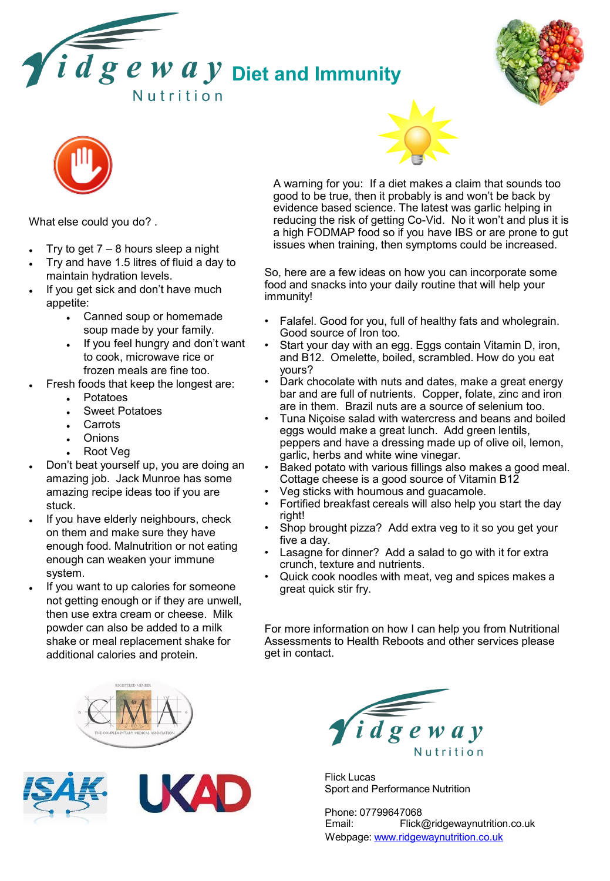# Ridgeway Nutrition Diet and Immunity

What else could you do? .

- Try to get 7 – 8 hours sleep a night
- Try and have 1.5 litres of fluid a day to maintain hydration levels.
- If you get sick and don't have much appetite:
  - Canned soup or homemade soup made by your family.
  - If you feel hungry and don't want to cook, microwave rice or frozen meals are fine too.
- Fresh foods that keep the longest are:
  - Potatoes
  - Sweet Potatoes
  - Carrots
  - Onions
  - Root Veg
- Don't beat yourself up, you are doing an amazing job. Jack Munroe has some amazing recipe ideas too if you are stuck.
- If you have elderly neighbours, check on them and make sure they have enough food. Malnutrition or not eating enough can weaken your immune system.
- If you want to up calories for someone not getting enough or if they are unwell, then use extra cream or cheese. Milk powder can also be added to a milk shake or meal replacement shake for additional calories and protein.

A warning for you: If a diet makes a claim that sounds too good to be true, then it probably is and won't be back by evidence based science. The latest was garlic helping in reducing the risk of getting Co-Vid. No it won't and plus it is a high FODMAP food so if you have IBS or are prone to gut issues when training, then symptoms could be increased.

So, here are a few ideas on how you can incorporate some food and snacks into your daily routine that will help your immunity!

- Falafel. Good for you, full of healthy fats and wholegrain. Good source of Iron too.
- Start your day with an egg. Eggs contain Vitamin D, iron, and B12. Omelette, boiled, scrambled. How do you eat yours?
- Dark chocolate with nuts and dates, make a great energy bar and are full of nutrients. Copper, folate, zinc and iron are in them. Brazil nuts are a source of selenium too.
- Tuna Niçoise salad with watercress and beans and boiled eggs would make a great lunch. Add green lentils, peppers and have a dressing made up of olive oil, lemon, garlic, herbs and white wine vinegar.
- Baked potato with various fillings also makes a good meal. Cottage cheese is a good source of Vitamin B12
- Veg sticks with houmous and guacamole.
- Fortified breakfast cereals will also help you start the day right!
- Shop brought pizza? Add extra veg to it so you get your five a day.
- Lasagne for dinner? Add a salad to go with it for extra crunch, texture and nutrients.
- Quick cook noodles with meat, veg and spices makes a great quick stir fry.

For more information on how I can help you from Nutritional Assessments to Health Reboots and other services please get in contact.

Ridgeway Nutrition

Flick Lucas
Sport and Performance Nutrition

Phone: 07799647068
Email: Flick@ridgewaynutrition.co.uk
Webpage: www.ridgewaynutrition.co.uk